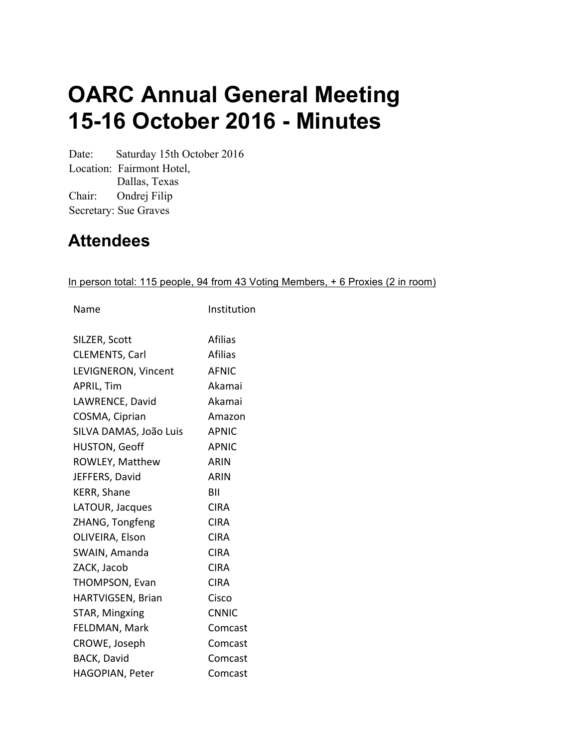# OARC Annual General Meeting 15-16 October 2016 - Minutes

Date: Saturday 15th October 2016
Location: Fairmont Hotel,
Dallas, Texas
Chair: Ondrej Filip
Secretary: Sue Graves

## Attendees

In person total: 115 people, 94 from 43 Voting Members, + 6 Proxies (2 in room)

| Name | Institution |
|---|---|
| SILZER, Scott | Afilias |
| CLEMENTS, Carl | Afilias |
| LEVIGNERON, Vincent | AFNIC |
| APRIL, Tim | Akamai |
| LAWRENCE, David | Akamai |
| COSMA, Ciprian | Amazon |
| SILVA DAMAS, João Luis | APNIC |
| HUSTON, Geoff | APNIC |
| ROWLEY, Matthew | ARIN |
| JEFFERS, David | ARIN |
| KERR, Shane | BII |
| LATOUR, Jacques | CIRA |
| ZHANG, Tongfeng | CIRA |
| OLIVEIRA, Elson | CIRA |
| SWAIN, Amanda | CIRA |
| ZACK, Jacob | CIRA |
| THOMPSON, Evan | CIRA |
| HARTVIGSEN, Brian | Cisco |
| STAR, Mingxing | CNNIC |
| FELDMAN, Mark | Comcast |
| CROWE, Joseph | Comcast |
| BACK, David | Comcast |
| HAGOPIAN, Peter | Comcast |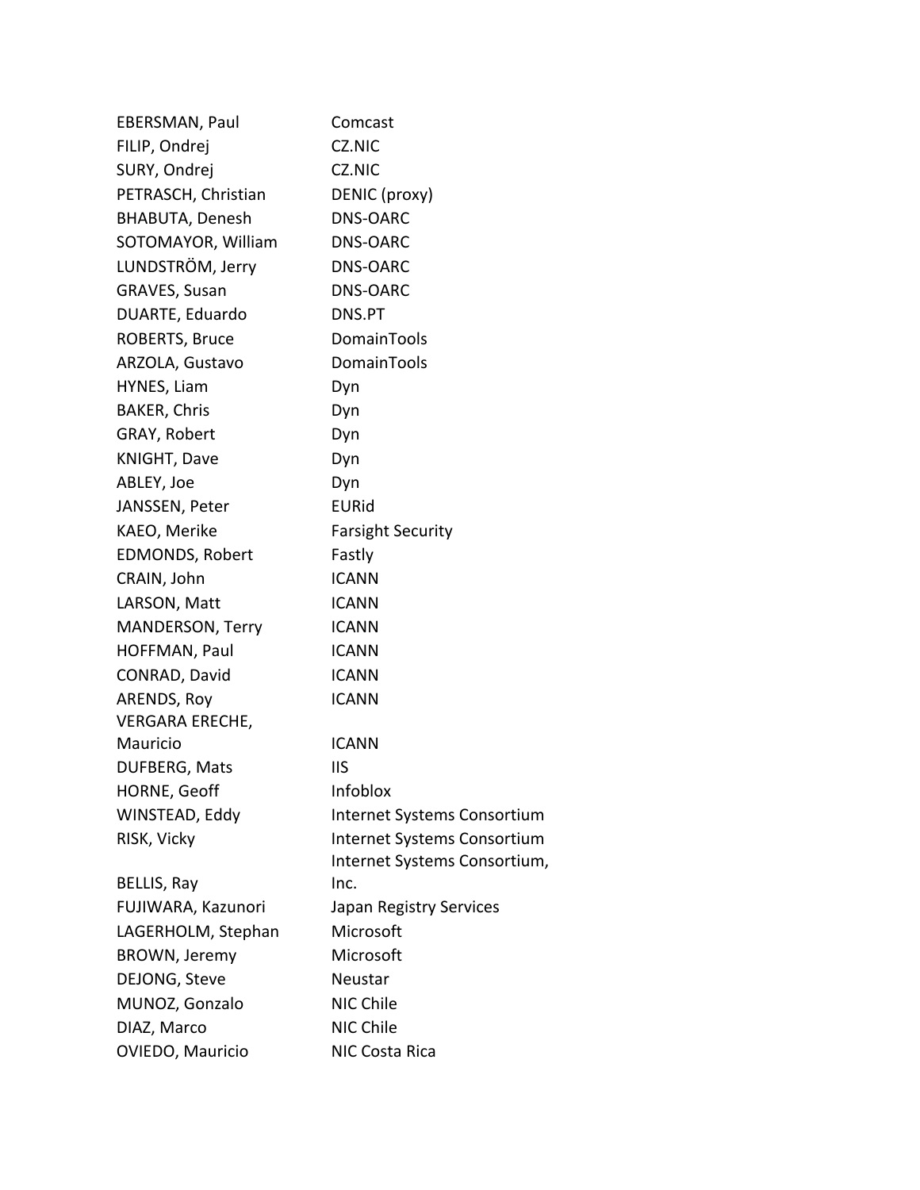| | |
|---|---|
| EBERSMAN, Paul | Comcast |
| FILIP, Ondrej | CZ.NIC |
| SURY, Ondrej | CZ.NIC |
| PETRASCH, Christian | DENIC (proxy) |
| BHABUTA, Denesh | DNS-OARC |
| SOTOMAYOR, William | DNS-OARC |
| LUNDSTRÖM, Jerry | DNS-OARC |
| GRAVES, Susan | DNS-OARC |
| DUARTE, Eduardo | DNS.PT |
| ROBERTS, Bruce | DomainTools |
| ARZOLA, Gustavo | DomainTools |
| HYNES, Liam | Dyn |
| BAKER, Chris | Dyn |
| GRAY, Robert | Dyn |
| KNIGHT, Dave | Dyn |
| ABLEY, Joe | Dyn |
| JANSSEN, Peter | EURid |
| KAEO, Merike | Farsight Security |
| EDMONDS, Robert | Fastly |
| CRAIN, John | ICANN |
| LARSON, Matt | ICANN |
| MANDERSON, Terry | ICANN |
| HOFFMAN, Paul | ICANN |
| CONRAD, David | ICANN |
| ARENDS, Roy | ICANN |
| VERGARA ERECHE, Mauricio | ICANN |
| DUFBERG, Mats | IIS |
| HORNE, Geoff | Infoblox |
| WINSTEAD, Eddy | Internet Systems Consortium |
| RISK, Vicky | Internet Systems Consortium |
| BELLIS, Ray | Internet Systems Consortium, Inc. |
| FUJIWARA, Kazunori | Japan Registry Services |
| LAGERHOLM, Stephan | Microsoft |
| BROWN, Jeremy | Microsoft |
| DEJONG, Steve | Neustar |
| MUNOZ, Gonzalo | NIC Chile |
| DIAZ, Marco | NIC Chile |
| OVIEDO, Mauricio | NIC Costa Rica |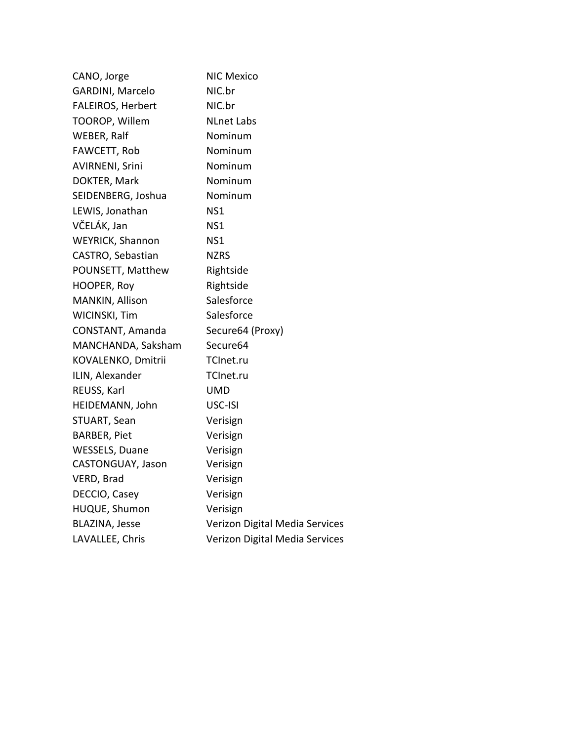| | |
|---|---|
| CANO, Jorge | NIC Mexico |
| GARDINI, Marcelo | NIC.br |
| FALEIROS, Herbert | NIC.br |
| TOOROP, Willem | NLnet Labs |
| WEBER, Ralf | Nominum |
| FAWCETT, Rob | Nominum |
| AVIRNENI, Srini | Nominum |
| DOKTER, Mark | Nominum |
| SEIDENBERG, Joshua | Nominum |
| LEWIS, Jonathan | NS1 |
| VČELÁK, Jan | NS1 |
| WEYRICK, Shannon | NS1 |
| CASTRO, Sebastian | NZRS |
| POUNSETT, Matthew | Rightside |
| HOOPER, Roy | Rightside |
| MANKIN, Allison | Salesforce |
| WICINSKI, Tim | Salesforce |
| CONSTANT, Amanda | Secure64 (Proxy) |
| MANCHANDA, Saksham | Secure64 |
| KOVALENKO, Dmitrii | TCInet.ru |
| ILIN, Alexander | TCInet.ru |
| REUSS, Karl | UMD |
| HEIDEMANN, John | USC-ISI |
| STUART, Sean | Verisign |
| BARBER, Piet | Verisign |
| WESSELS, Duane | Verisign |
| CASTONGUAY, Jason | Verisign |
| VERD, Brad | Verisign |
| DECCIO, Casey | Verisign |
| HUQUE, Shumon | Verisign |
| BLAZINA, Jesse | Verizon Digital Media Services |
| LAVALLEE, Chris | Verizon Digital Media Services |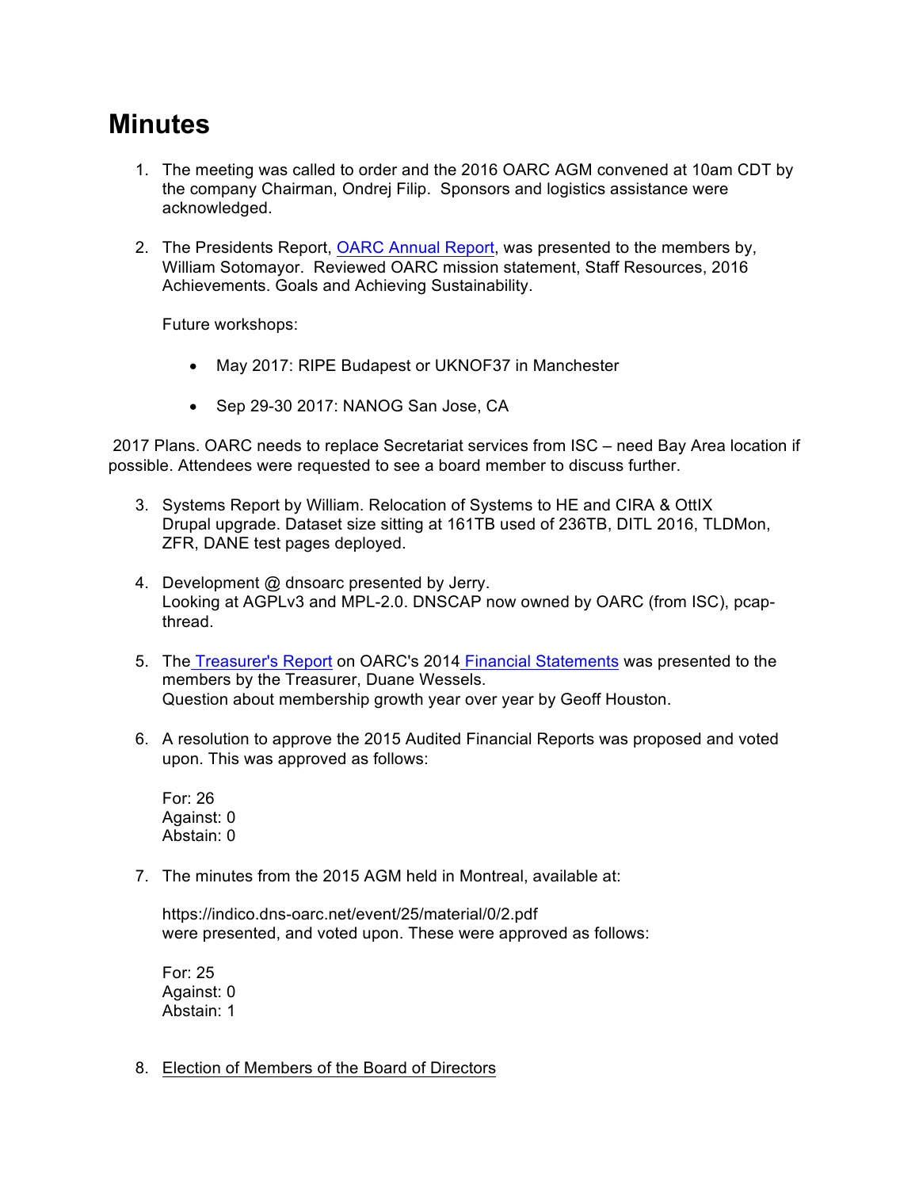# Minutes

1. The meeting was called to order and the 2016 OARC AGM convened at 10am CDT by the company Chairman, Ondrej Filip. Sponsors and logistics assistance were acknowledged.

2. The Presidents Report, [OARC Annual Report](), was presented to the members by, William Sotomayor. Reviewed OARC mission statement, Staff Resources, 2016 Achievements. Goals and Achieving Sustainability.

   Future workshops:

   - May 2017: RIPE Budapest or UKNOF37 in Manchester
   - Sep 29-30 2017: NANOG San Jose, CA

2017 Plans. OARC needs to replace Secretariat services from ISC – need Bay Area location if possible. Attendees were requested to see a board member to discuss further.

3. Systems Report by William. Relocation of Systems to HE and CIRA & OttIX Drupal upgrade. Dataset size sitting at 161TB used of 236TB, DITL 2016, TLDMon, ZFR, DANE test pages deployed.

4. Development @ dnsoarc presented by Jerry. Looking at AGPLv3 and MPL-2.0. DNSCAP now owned by OARC (from ISC), pcap-thread.

5. The [Treasurer's Report]() on OARC's 2014 [Financial Statements]() was presented to the members by the Treasurer, Duane Wessels. Question about membership growth year over year by Geoff Houston.

6. A resolution to approve the 2015 Audited Financial Reports was proposed and voted upon. This was approved as follows:

   For: 26
   Against: 0
   Abstain: 0

7. The minutes from the 2015 AGM held in Montreal, available at:

   https://indico.dns-oarc.net/event/25/material/0/2.pdf
   were presented, and voted upon. These were approved as follows:

   For: 25
   Against: 0
   Abstain: 1

8. Election of Members of the Board of Directors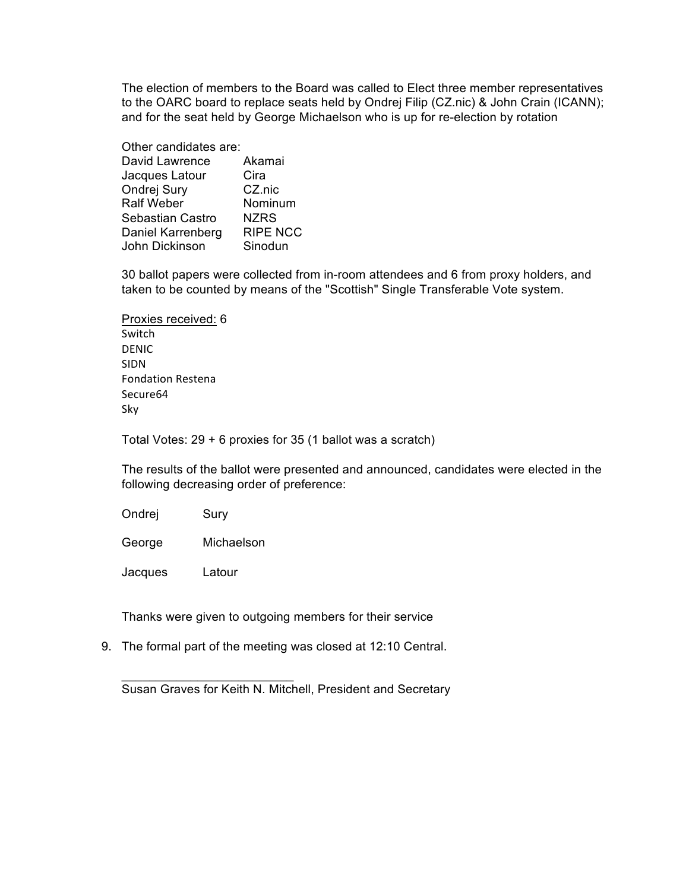The election of members to the Board was called to Elect three member representatives to the OARC board to replace seats held by Ondrej Filip (CZ.nic) & John Crain (ICANN); and for the seat held by George Michaelson who is up for re-election by rotation

Other candidates are:

| | |
|---|---|
| David Lawrence | Akamai |
| Jacques Latour | Cira |
| Ondrej Sury | CZ.nic |
| Ralf Weber | Nominum |
| Sebastian Castro | NZRS |
| Daniel Karrenberg | RIPE NCC |
| John Dickinson | Sinodun |

30 ballot papers were collected from in-room attendees and 6 from proxy holders, and taken to be counted by means of the "Scottish" Single Transferable Vote system.

Proxies received: 6

Switch
DENIC
SIDN
Fondation Restena
Secure64
Sky

Total Votes: 29 + 6 proxies for 35 (1 ballot was a scratch)

The results of the ballot were presented and announced, candidates were elected in the following decreasing order of preference:

| | |
|---|---|
| Ondrej | Sury |
| George | Michaelson |
| Jacques | Latour |

Thanks were given to outgoing members for their service

9. The formal part of the meeting was closed at 12:10 Central.

________________________

Susan Graves for Keith N. Mitchell, President and Secretary